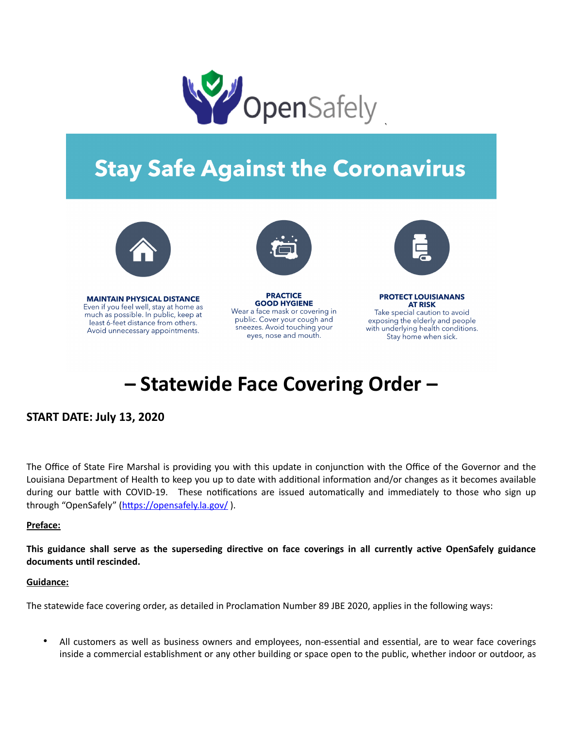OpenSafely

# Stay Safe Against the Coronavirus

**MAINTAIN PHYSICAL DISTANCE**
Even if you feel well, stay at home as much as possible. In public, keep at least 6-feet distance from others. Avoid unnecessary appointments.

**PRACTICE GOOD HYGIENE**
Wear a face mask or covering in public. Cover your cough and sneezes. Avoid touching your eyes, nose and mouth.

**PROTECT LOUISIANANS AT RISK**
Take special caution to avoid exposing the elderly and people with underlying health conditions. Stay home when sick.

# – Statewide Face Covering Order –

## START DATE: July 13, 2020

The Office of State Fire Marshal is providing you with this update in conjunction with the Office of the Governor and the Louisiana Department of Health to keep you up to date with additional information and/or changes as it becomes available during our battle with COVID-19. These notifications are issued automatically and immediately to those who sign up through "OpenSafely" (https://opensafely.la.gov/ ).

**Preface:**

**This guidance shall serve as the superseding directive on face coverings in all currently active OpenSafely guidance documents until rescinded.**

**Guidance:**

The statewide face covering order, as detailed in Proclamation Number 89 JBE 2020, applies in the following ways:

- All customers as well as business owners and employees, non-essential and essential, are to wear face coverings inside a commercial establishment or any other building or space open to the public, whether indoor or outdoor, as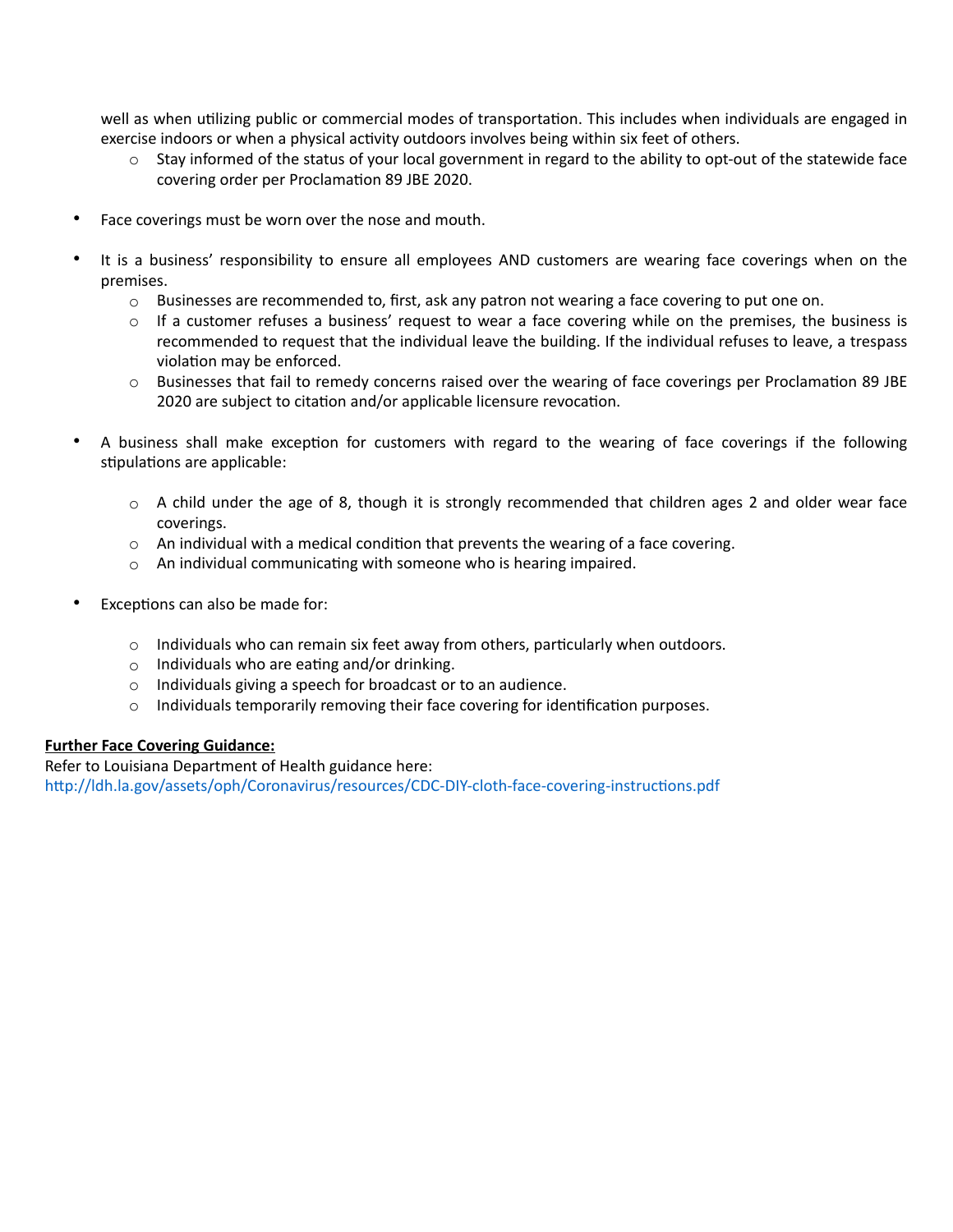well as when utilizing public or commercial modes of transportation. This includes when individuals are engaged in exercise indoors or when a physical activity outdoors involves being within six feet of others.

  - Stay informed of the status of your local government in regard to the ability to opt-out of the statewide face covering order per Proclamation 89 JBE 2020.

- Face coverings must be worn over the nose and mouth.

- It is a business' responsibility to ensure all employees AND customers are wearing face coverings when on the premises.
  - Businesses are recommended to, first, ask any patron not wearing a face covering to put one on.
  - If a customer refuses a business' request to wear a face covering while on the premises, the business is recommended to request that the individual leave the building. If the individual refuses to leave, a trespass violation may be enforced.
  - Businesses that fail to remedy concerns raised over the wearing of face coverings per Proclamation 89 JBE 2020 are subject to citation and/or applicable licensure revocation.

- A business shall make exception for customers with regard to the wearing of face coverings if the following stipulations are applicable:
  - A child under the age of 8, though it is strongly recommended that children ages 2 and older wear face coverings.
  - An individual with a medical condition that prevents the wearing of a face covering.
  - An individual communicating with someone who is hearing impaired.

- Exceptions can also be made for:
  - Individuals who can remain six feet away from others, particularly when outdoors.
  - Individuals who are eating and/or drinking.
  - Individuals giving a speech for broadcast or to an audience.
  - Individuals temporarily removing their face covering for identification purposes.

**Further Face Covering Guidance:**

Refer to Louisiana Department of Health guidance here:
http://ldh.la.gov/assets/oph/Coronavirus/resources/CDC-DIY-cloth-face-covering-instructions.pdf